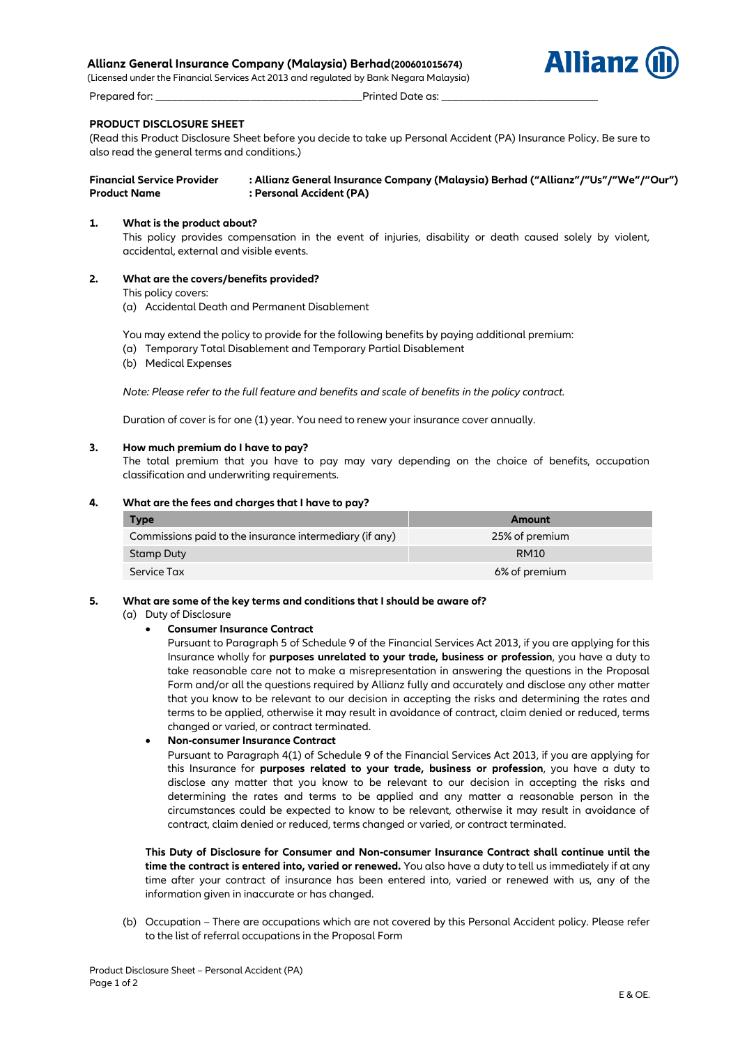**Allianz General Insurance Company (Malaysia) Berhad(200601015674)**
(Licensed under the Financial Services Act 2013 and regulated by Bank Negara Malaysia)

Prepared for: ____________________________________ Printed Date as: ____________________________

**PRODUCT DISCLOSURE SHEET**
(Read this Product Disclosure Sheet before you decide to take up Personal Accident (PA) Insurance Policy. Be sure to also read the general terms and conditions.)

| | |
|---|---|
| **Financial Service Provider** | **: Allianz General Insurance Company (Malaysia) Berhad ("Allianz"/"Us"/"We"/"Our")** |
| **Product Name** | **: Personal Accident (PA)** |

**1. What is the product about?**

This policy provides compensation in the event of injuries, disability or death caused solely by violent, accidental, external and visible events.

**2. What are the covers/benefits provided?**

This policy covers:
(a) Accidental Death and Permanent Disablement

You may extend the policy to provide for the following benefits by paying additional premium:
(a) Temporary Total Disablement and Temporary Partial Disablement
(b) Medical Expenses

*Note: Please refer to the full feature and benefits and scale of benefits in the policy contract.*

Duration of cover is for one (1) year. You need to renew your insurance cover annually.

**3. How much premium do I have to pay?**

The total premium that you have to pay may vary depending on the choice of benefits, occupation classification and underwriting requirements.

**4. What are the fees and charges that I have to pay?**

| Type | Amount |
|---|---|
| Commissions paid to the insurance intermediary (if any) | 25% of premium |
| Stamp Duty | RM10 |
| Service Tax | 6% of premium |

**5. What are some of the key terms and conditions that I should be aware of?**

(a) Duty of Disclosure

- **Consumer Insurance Contract**
  Pursuant to Paragraph 5 of Schedule 9 of the Financial Services Act 2013, if you are applying for this Insurance wholly for **purposes unrelated to your trade, business or profession**, you have a duty to take reasonable care not to make a misrepresentation in answering the questions in the Proposal Form and/or all the questions required by Allianz fully and accurately and disclose any other matter that you know to be relevant to our decision in accepting the risks and determining the rates and terms to be applied, otherwise it may result in avoidance of contract, claim denied or reduced, terms changed or varied, or contract terminated.
- **Non-consumer Insurance Contract**
  Pursuant to Paragraph 4(1) of Schedule 9 of the Financial Services Act 2013, if you are applying for this Insurance for **purposes related to your trade, business or profession**, you have a duty to disclose any matter that you know to be relevant to our decision in accepting the risks and determining the rates and terms to be applied and any matter a reasonable person in the circumstances could be expected to know to be relevant, otherwise it may result in avoidance of contract, claim denied or reduced, terms changed or varied, or contract terminated.

**This Duty of Disclosure for Consumer and Non-consumer Insurance Contract shall continue until the time the contract is entered into, varied or renewed.** You also have a duty to tell us immediately if at any time after your contract of insurance has been entered into, varied or renewed with us, any of the information given in inaccurate or has changed.

(b) Occupation – There are occupations which are not covered by this Personal Accident policy. Please refer to the list of referral occupations in the Proposal Form

E & OE.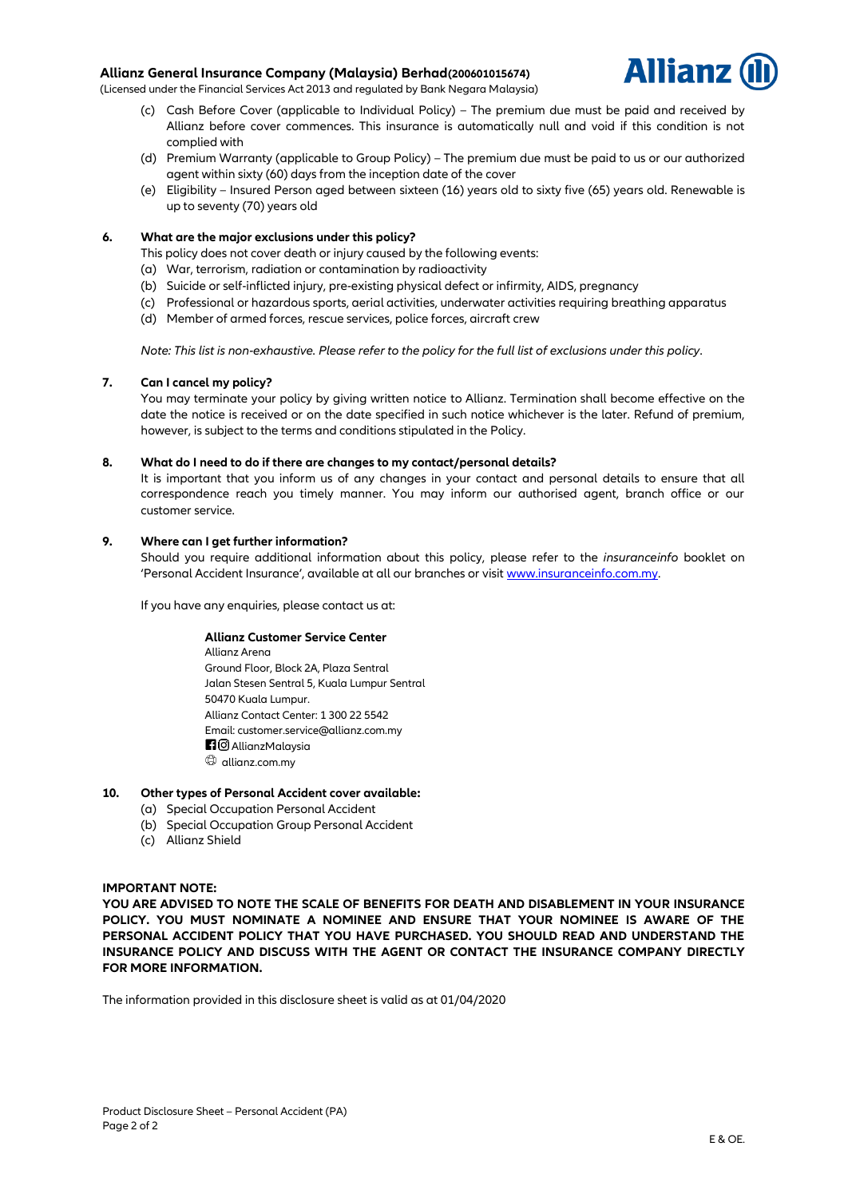(c) Cash Before Cover (applicable to Individual Policy) – The premium due must be paid and received by Allianz before cover commences. This insurance is automatically null and void if this condition is not complied with

(d) Premium Warranty (applicable to Group Policy) – The premium due must be paid to us or our authorized agent within sixty (60) days from the inception date of the cover

(e) Eligibility – Insured Person aged between sixteen (16) years old to sixty five (65) years old. Renewable is up to seventy (70) years old

**6. What are the major exclusions under this policy?**

This policy does not cover death or injury caused by the following events:

(a) War, terrorism, radiation or contamination by radioactivity
(b) Suicide or self-inflicted injury, pre-existing physical defect or infirmity, AIDS, pregnancy
(c) Professional or hazardous sports, aerial activities, underwater activities requiring breathing apparatus
(d) Member of armed forces, rescue services, police forces, aircraft crew

*Note: This list is non-exhaustive. Please refer to the policy for the full list of exclusions under this policy.*

**7. Can I cancel my policy?**

You may terminate your policy by giving written notice to Allianz. Termination shall become effective on the date the notice is received or on the date specified in such notice whichever is the later. Refund of premium, however, is subject to the terms and conditions stipulated in the Policy.

**8. What do I need to do if there are changes to my contact/personal details?**

It is important that you inform us of any changes in your contact and personal details to ensure that all correspondence reach you timely manner. You may inform our authorised agent, branch office or our customer service.

**9. Where can I get further information?**

Should you require additional information about this policy, please refer to the *insuranceinfo* booklet on 'Personal Accident Insurance', available at all our branches or visit www.insuranceinfo.com.my.

If you have any enquiries, please contact us at:

**Allianz Customer Service Center**
Allianz Arena
Ground Floor, Block 2A, Plaza Sentral
Jalan Stesen Sentral 5, Kuala Lumpur Sentral
50470 Kuala Lumpur.
Allianz Contact Center: 1 300 22 5542
Email: customer.service@allianz.com.my
AllianzMalaysia
allianz.com.my

**10. Other types of Personal Accident cover available:**

(a) Special Occupation Personal Accident
(b) Special Occupation Group Personal Accident
(c) Allianz Shield

**IMPORTANT NOTE:**

**YOU ARE ADVISED TO NOTE THE SCALE OF BENEFITS FOR DEATH AND DISABLEMENT IN YOUR INSURANCE POLICY. YOU MUST NOMINATE A NOMINEE AND ENSURE THAT YOUR NOMINEE IS AWARE OF THE PERSONAL ACCIDENT POLICY THAT YOU HAVE PURCHASED. YOU SHOULD READ AND UNDERSTAND THE INSURANCE POLICY AND DISCUSS WITH THE AGENT OR CONTACT THE INSURANCE COMPANY DIRECTLY FOR MORE INFORMATION.**

The information provided in this disclosure sheet is valid as at 01/04/2020

E & OE.